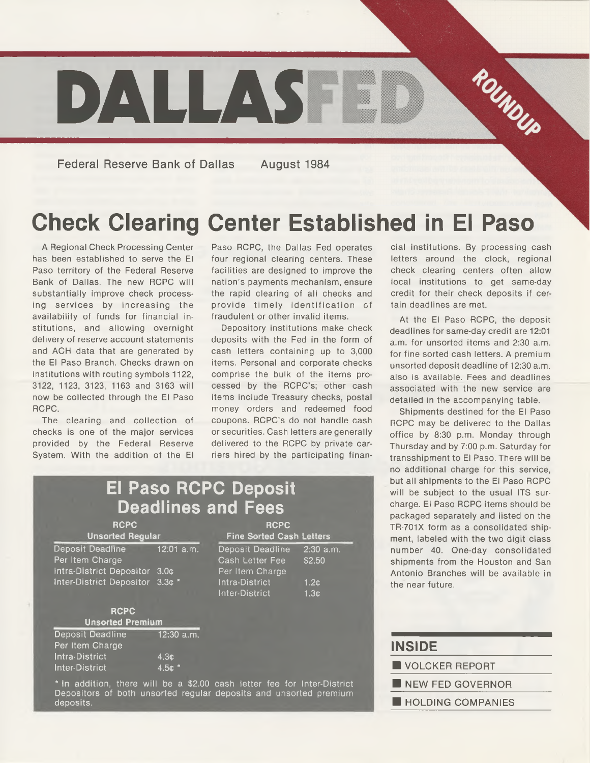# DALLASFED ROUNDUP

Federal Reserve Bank of Dallas August 1984

## Check Clearing Center Established in El Paso

A Regional Check Processing Center has been established to serve the El Paso territory of the Federal Reserve Bank of Dallas. The new RCPC will substantially improve check processing services by increasing the availability of funds for financial institutions, and allowing overnight delivery of reserve account statements and ACH data that are generated by the El Paso Branch. Checks drawn on institutions with routing symbols 1122, 3122, 1123, 3123, 1163 and 3163 will now be collected through the El Paso RCPC.

The clearing and collection of checks is one of the major services provided by the Federal Reserve System. With the addition of the El Paso RCPC, the Dallas Fed operates four regional clearing centers. These facilities are designed to improve the nation's payments mechanism, ensure the rapid clearing of all checks and provide timely identification of fraudulent or other invalid items.

Depository institutions make check deposits with the Fed in the form of cash letters containing up to 3,000 items. Personal and corporate checks comprise the bulk of the items processed by the RCPC's; other cash items include Treasury checks, postal money orders and redeemed food coupons. RCPC's do not handle cash or securities. Cash letters are generally delivered to the RCPC by private carriers hired by the participating financial institutions. By processing cash letters around the clock, regional check clearing centers often allow local institutions to get same-day credit for their check deposits if certain deadlines are met.

At the El Paso RCPC, the deposit deadlines for same-day credit are 12:01 a.m. for unsorted items and 2:30 a.m. for fine sorted cash letters. A premium unsorted deposit deadline of 12:30 a.m. also is available. Fees and deadlines associated with the new service are detailed in the accompanying table.

Shipments destined for the El Paso RCPC may be delivered to the Dallas office by 8:30 p.m. Monday through Thursday and by 7:00 p.m. Saturday for transshipment to El Paso. There will be no additional charge for this service, but all shipments to the El Paso RCPC will be subject to the usual ITS surcharge. El Paso RCPC items should be packaged separately and listed on the TR-701X form as a consolidated shipment, labeled with the two digit class number 40. One-day consolidated shipments from the Houston and San Antonio Branches will be available in the near future.

### El Paso RCPC Deposit Deadlines and Fees

**RCPC Unsorted Regular**

| | |
|---|---|
| Deposit Deadline | 12:01 a.m. |
| Per Item Charge | |
| Intra-District Depositor | 3.0¢ |
| Inter-District Depositor | 3.3¢ * |

**RCPC Unsorted Premium**

| | |
|---|---|
| Deposit Deadline | 12:30 a.m. |
| Per Item Charge | |
| Intra-District | 4.3¢ |
| Inter-District | 4.5¢ * |

**RCPC Fine Sorted Cash Letters**

| | |
|---|---|
| Deposit Deadline | 2:30 a.m. |
| Cash Letter Fee | $2.50 |
| Per Item Charge | |
| Intra-District | 1.2¢ |
| Inter-District | 1.3¢ |

* In addition, there will be a $2.00 cash letter fee for Inter-District Depositors of both unsorted regular deposits and unsorted premium deposits.

### INSIDE

- VOLCKER REPORT
- NEW FED GOVERNOR
- HOLDING COMPANIES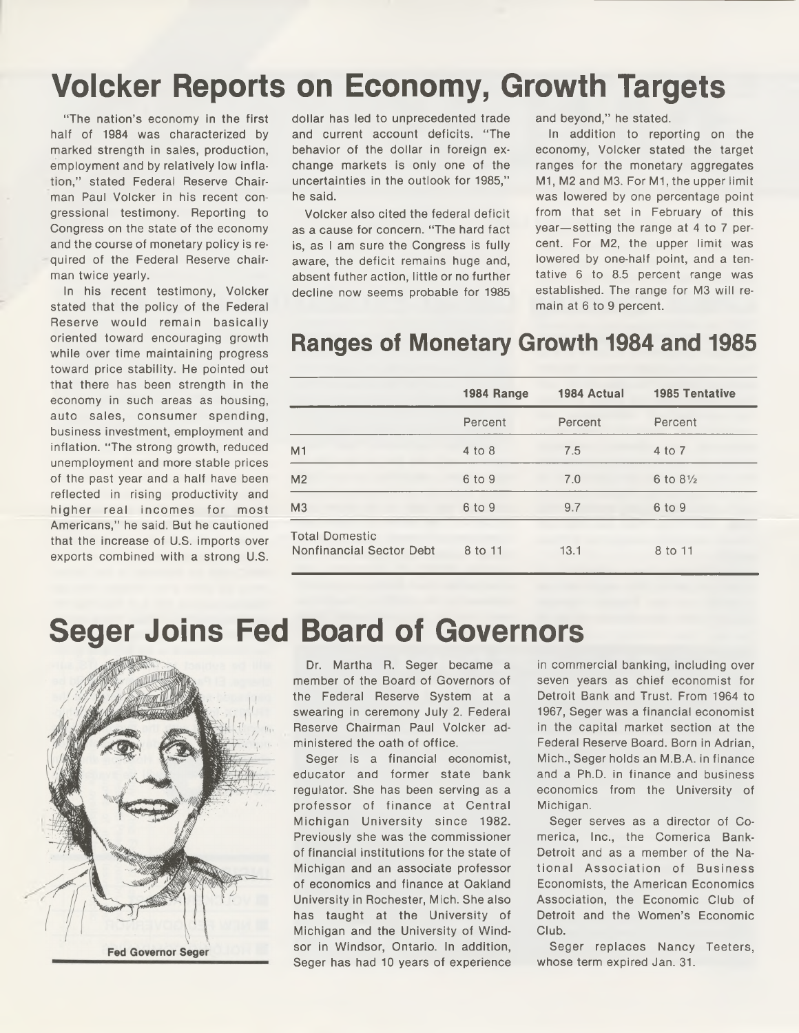# Volcker Reports on Economy, Growth Targets

"The nation's economy in the first half of 1984 was characterized by marked strength in sales, production, employment and by relatively low inflation," stated Federal Reserve Chairman Paul Volcker in his recent congressional testimony. Reporting to Congress on the state of the economy and the course of monetary policy is required of the Federal Reserve chairman twice yearly.

In his recent testimony, Volcker stated that the policy of the Federal Reserve would remain basically oriented toward encouraging growth while over time maintaining progress toward price stability. He pointed out that there has been strength in the economy in such areas as housing, auto sales, consumer spending, business investment, employment and inflation. "The strong growth, reduced unemployment and more stable prices of the past year and a half have been reflected in rising productivity and higher real incomes for most Americans," he said. But he cautioned that the increase of U.S. imports over exports combined with a strong U.S. dollar has led to unprecedented trade and current account deficits. "The behavior of the dollar in foreign exchange markets is only one of the uncertainties in the outlook for 1985," he said.

Volcker also cited the federal deficit as a cause for concern. "The hard fact is, as I am sure the Congress is fully aware, the deficit remains huge and, absent futher action, little or no further decline now seems probable for 1985 and beyond," he stated.

In addition to reporting on the economy, Volcker stated the target ranges for the monetary aggregates M1, M2 and M3. For M1, the upper limit was lowered by one percentage point from that set in February of this year—setting the range at 4 to 7 percent. For M2, the upper limit was lowered by one-half point, and a tentative 6 to 8.5 percent range was established. The range for M3 will remain at 6 to 9 percent.

## Ranges of Monetary Growth 1984 and 1985

| | 1984 Range | 1984 Actual | 1985 Tentative |
|---|---|---|---|
| | Percent | Percent | Percent |
| M1 | 4 to 8 | 7.5 | 4 to 7 |
| M2 | 6 to 9 | 7.0 | 6 to 8½ |
| M3 | 6 to 9 | 9.7 | 6 to 9 |
| Total Domestic Nonfinancial Sector Debt | 8 to 11 | 13.1 | 8 to 11 |

# Seger Joins Fed Board of Governors

Fed Governor Seger

Dr. Martha R. Seger became a member of the Board of Governors of the Federal Reserve System at a swearing in ceremony July 2. Federal Reserve Chairman Paul Volcker administered the oath of office.

Seger is a financial economist, educator and former state bank regulator. She has been serving as a professor of finance at Central Michigan University since 1982. Previously she was the commissioner of financial institutions for the state of Michigan and an associate professor of economics and finance at Oakland University in Rochester, Mich. She also has taught at the University of Michigan and the University of Windsor in Windsor, Ontario. In addition, Seger has had 10 years of experience in commercial banking, including over seven years as chief economist for Detroit Bank and Trust. From 1964 to 1967, Seger was a financial economist in the capital market section at the Federal Reserve Board. Born in Adrian, Mich., Seger holds an M.B.A. in finance and a Ph.D. in finance and business economics from the University of Michigan.

Seger serves as a director of Comerica, Inc., the Comerica Bank-Detroit and as a member of the National Association of Business Economists, the American Economics Association, the Economic Club of Detroit and the Women's Economic Club.

Seger replaces Nancy Teeters, whose term expired Jan. 31.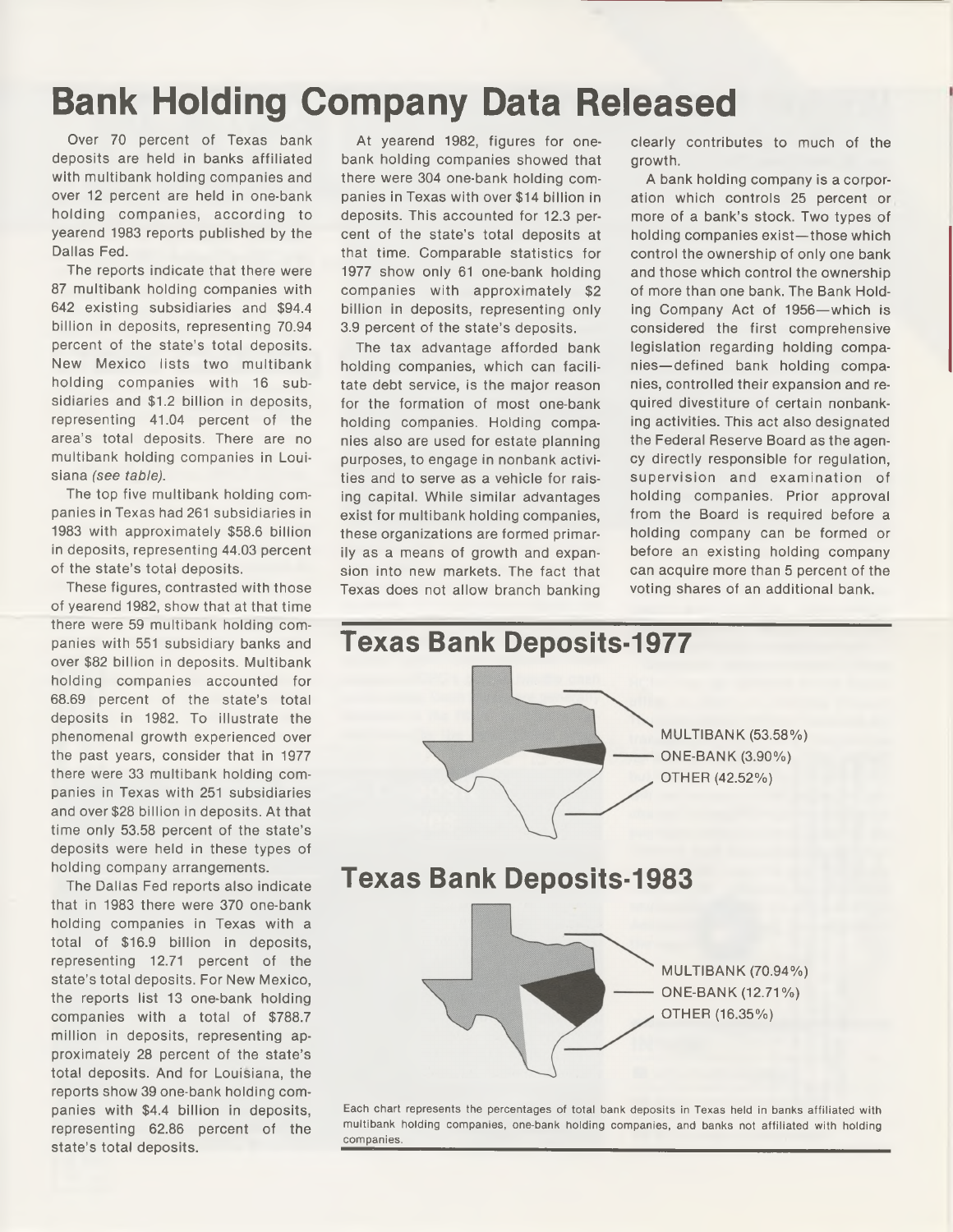# Bank Holding Company Data Released

Over 70 percent of Texas bank deposits are held in banks affiliated with multibank holding companies and over 12 percent are held in one-bank holding companies, according to yearend 1983 reports published by the Dallas Fed.

The reports indicate that there were 87 multibank holding companies with 642 existing subsidiaries and $94.4 billion in deposits, representing 70.94 percent of the state's total deposits. New Mexico lists two multibank holding companies with 16 subsidiaries and $1.2 billion in deposits, representing 41.04 percent of the area's total deposits. There are no multibank holding companies in Louisiana *(see table)*.

The top five multibank holding companies in Texas had 261 subsidiaries in 1983 with approximately $58.6 billion in deposits, representing 44.03 percent of the state's total deposits.

These figures, contrasted with those of yearend 1982, show that at that time there were 59 multibank holding companies with 551 subsidiary banks and over $82 billion in deposits. Multibank holding companies accounted for 68.69 percent of the state's total deposits in 1982. To illustrate the phenomenal growth experienced over the past years, consider that in 1977 there were 33 multibank holding companies in Texas with 251 subsidiaries and over $28 billion in deposits. At that time only 53.58 percent of the state's deposits were held in these types of holding company arrangements.

The Dallas Fed reports also indicate that in 1983 there were 370 one-bank holding companies in Texas with a total of $16.9 billion in deposits, representing 12.71 percent of the state's total deposits. For New Mexico, the reports list 13 one-bank holding companies with a total of $788.7 million in deposits, representing approximately 28 percent of the state's total deposits. And for Louisiana, the reports show 39 one-bank holding companies with $4.4 billion in deposits, representing 62.86 percent of the state's total deposits.

At yearend 1982, figures for one-bank holding companies showed that there were 304 one-bank holding companies in Texas with over $14 billion in deposits. This accounted for 12.3 percent of the state's total deposits at that time. Comparable statistics for 1977 show only 61 one-bank holding companies with approximately $2 billion in deposits, representing only 3.9 percent of the state's deposits.

The tax advantage afforded bank holding companies, which can facilitate debt service, is the major reason for the formation of most one-bank holding companies. Holding companies also are used for estate planning purposes, to engage in nonbank activities and to serve as a vehicle for raising capital. While similar advantages exist for multibank holding companies, these organizations are formed primarily as a means of growth and expansion into new markets. The fact that Texas does not allow branch banking clearly contributes to much of the growth.

A bank holding company is a corporation which controls 25 percent or more of a bank's stock. Two types of holding companies exist—those which control the ownership of only one bank and those which control the ownership of more than one bank. The Bank Holding Company Act of 1956—which is considered the first comprehensive legislation regarding holding companies—defined bank holding companies, controlled their expansion and required divestiture of certain nonbanking activities. This act also designated the Federal Reserve Board as the agency directly responsible for regulation, supervision and examination of holding companies. Prior approval from the Board is required before a holding company can be formed or before an existing holding company can acquire more than 5 percent of the voting shares of an additional bank.

## Texas Bank Deposits-1977

MULTIBANK (53.58%)
ONE-BANK (3.90%)
OTHER (42.52%)

## Texas Bank Deposits-1983

MULTIBANK (70.94%)
ONE-BANK (12.71%)
OTHER (16.35%)

Each chart represents the percentages of total bank deposits in Texas held in banks affiliated with multibank holding companies, one-bank holding companies, and banks not affiliated with holding companies.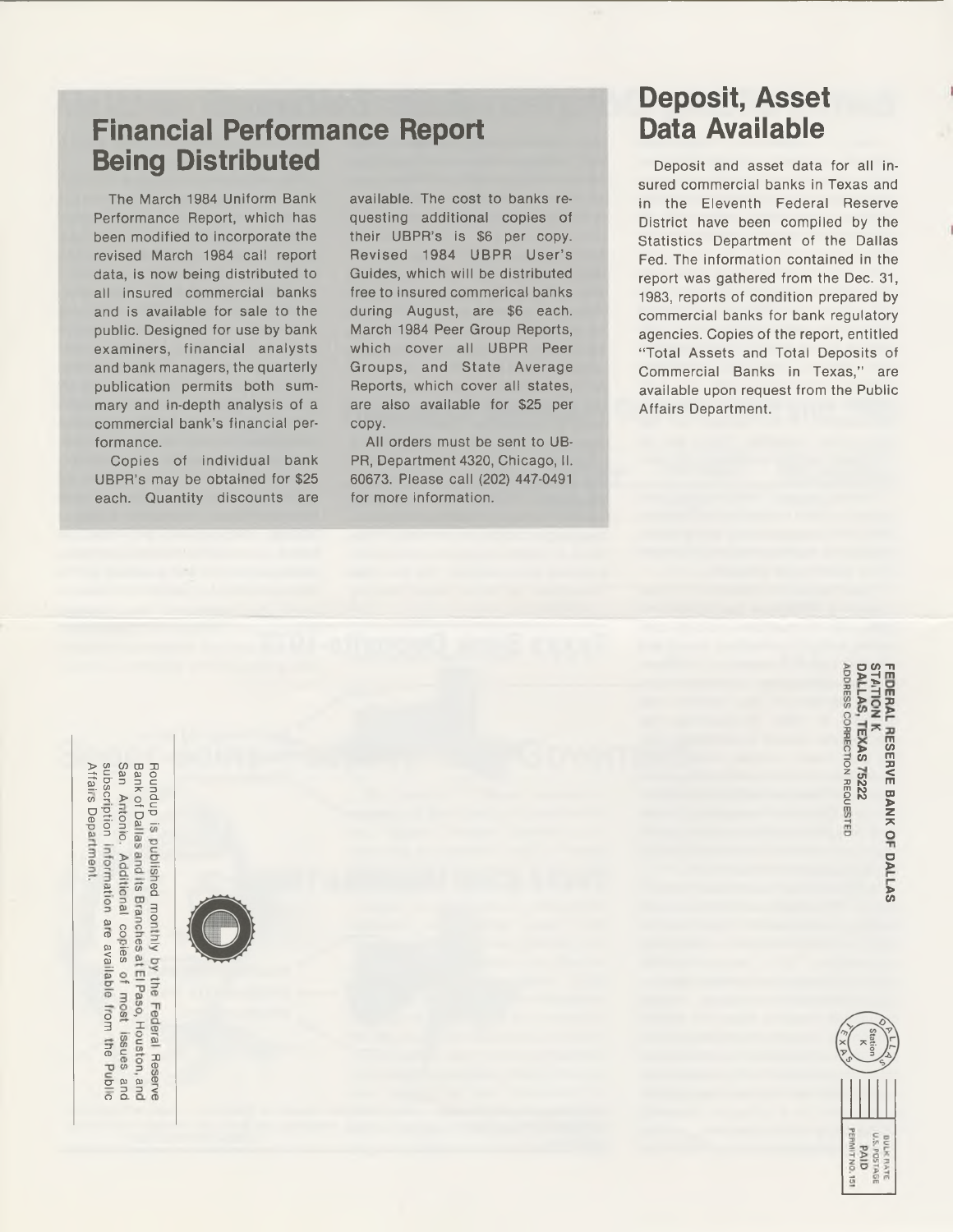## Financial Performance Report Being Distributed

The March 1984 Uniform Bank Performance Report, which has been modified to incorporate the revised March 1984 call report data, is now being distributed to all insured commercial banks and is available for sale to the public. Designed for use by bank examiners, financial analysts and bank managers, the quarterly publication permits both summary and in-depth analysis of a commercial bank's financial performance.

Copies of individual bank UBPR's may be obtained for $25 each. Quantity discounts are available. The cost to banks requesting additional copies of their UBPR's is $6 per copy. Revised 1984 UBPR User's Guides, which will be distributed free to insured commerical banks during August, are $6 each. March 1984 Peer Group Reports, which cover all UBPR Peer Groups, and State Average Reports, which cover all states, are also available for $25 per copy.

All orders must be sent to UBPR, Department 4320, Chicago, Il. 60673. Please call (202) 447-0491 for more information.

## Deposit, Asset Data Available

Deposit and asset data for all insured commercial banks in Texas and in the Eleventh Federal Reserve District have been compiled by the Statistics Department of the Dallas Fed. The information contained in the report was gathered from the Dec. 31, 1983, reports of condition prepared by commercial banks for bank regulatory agencies. Copies of the report, entitled "Total Assets and Total Deposits of Commercial Banks in Texas," are available upon request from the Public Affairs Department.

Roundup is published monthly by the Federal Reserve Bank of Dallas and its Branches at El Paso, Houston, and San Antonio. Additional copies of most issues and subscription information are available from the Public Affairs Department.

**FEDERAL RESERVE BANK OF DALLAS**
**STATION K**
**DALLAS, TEXAS 75222**
ADDRESS CORRECTION REQUESTED

BULK RATE
U.S. POSTAGE
PAID
PERMIT NO. 151